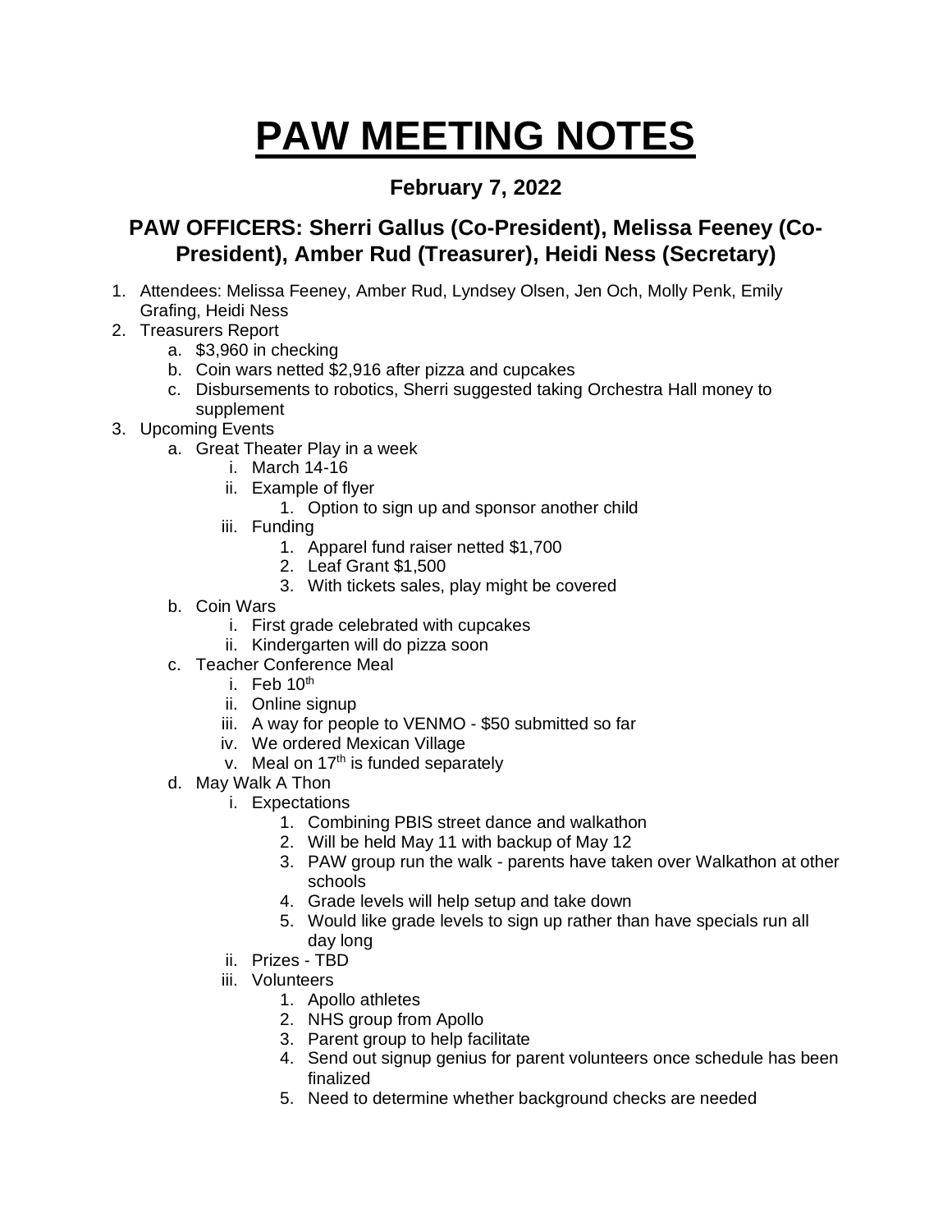# PAW MEETING NOTES

### February 7, 2022

### PAW OFFICERS: Sherri Gallus (Co-President), Melissa Feeney (Co-President), Amber Rud (Treasurer), Heidi Ness (Secretary)

1. Attendees: Melissa Feeney, Amber Rud, Lyndsey Olsen, Jen Och, Molly Penk, Emily Grafing, Heidi Ness
2. Treasurers Report
    a. $3,960 in checking
    b. Coin wars netted $2,916 after pizza and cupcakes
    c. Disbursements to robotics, Sherri suggested taking Orchestra Hall money to supplement
3. Upcoming Events
    a. Great Theater Play in a week
        i. March 14-16
        ii. Example of flyer
            1. Option to sign up and sponsor another child
        iii. Funding
            1. Apparel fund raiser netted $1,700
            2. Leaf Grant $1,500
            3. With tickets sales, play might be covered
    b. Coin Wars
        i. First grade celebrated with cupcakes
        ii. Kindergarten will do pizza soon
    c. Teacher Conference Meal
        i. Feb 10th
        ii. Online signup
        iii. A way for people to VENMO - $50 submitted so far
        iv. We ordered Mexican Village
        v. Meal on 17th is funded separately
    d. May Walk A Thon
        i. Expectations
            1. Combining PBIS street dance and walkathon
            2. Will be held May 11 with backup of May 12
            3. PAW group run the walk - parents have taken over Walkathon at other schools
            4. Grade levels will help setup and take down
            5. Would like grade levels to sign up rather than have specials run all day long
        ii. Prizes - TBD
        iii. Volunteers
            1. Apollo athletes
            2. NHS group from Apollo
            3. Parent group to help facilitate
            4. Send out signup genius for parent volunteers once schedule has been finalized
            5. Need to determine whether background checks are needed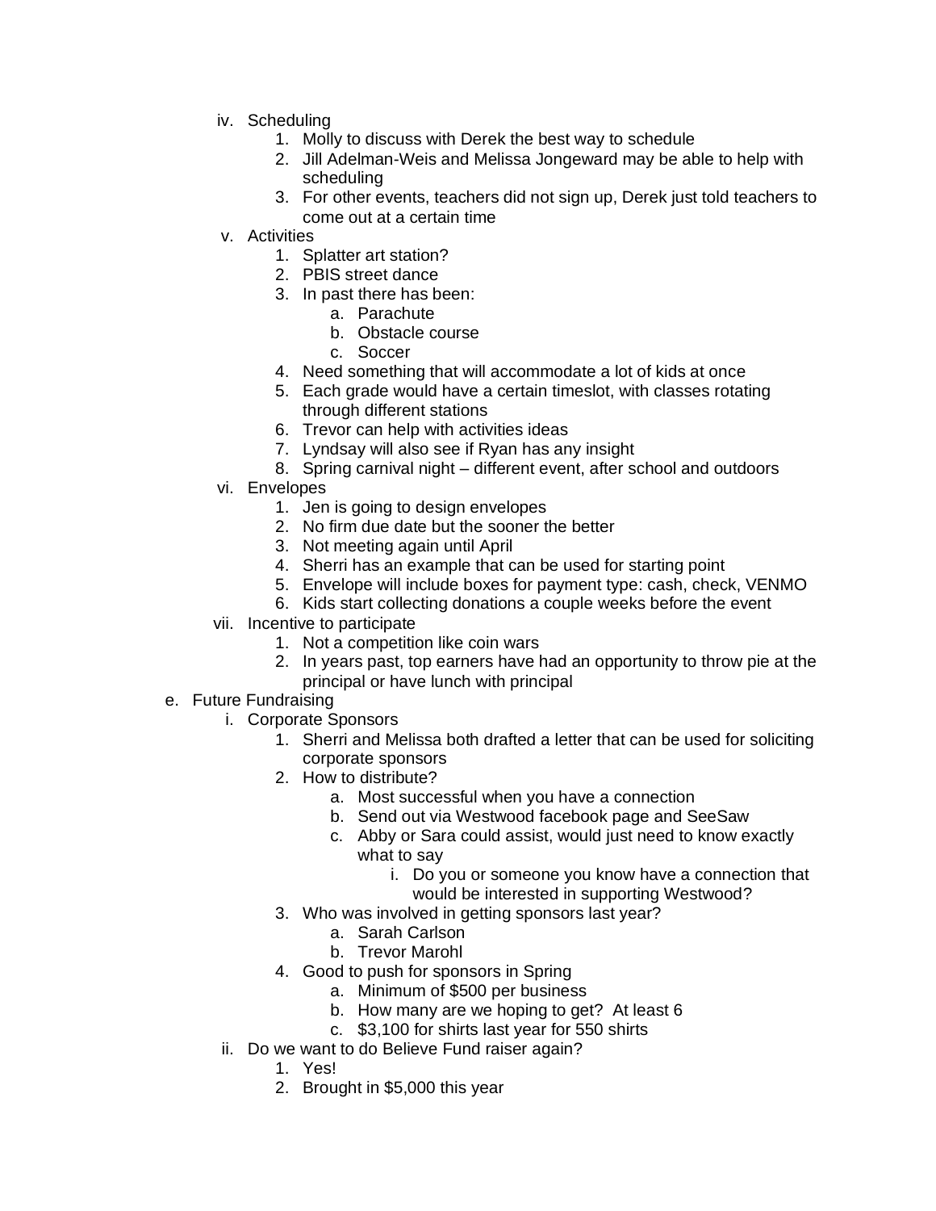- iv. Scheduling
    1. Molly to discuss with Derek the best way to schedule
    2. Jill Adelman-Weis and Melissa Jongeward may be able to help with scheduling
    3. For other events, teachers did not sign up, Derek just told teachers to come out at a certain time
- v. Activities
    1. Splatter art station?
    2. PBIS street dance
    3. In past there has been:
        - a. Parachute
        - b. Obstacle course
        - c. Soccer
    4. Need something that will accommodate a lot of kids at once
    5. Each grade would have a certain timeslot, with classes rotating through different stations
    6. Trevor can help with activities ideas
    7. Lyndsay will also see if Ryan has any insight
    8. Spring carnival night – different event, after school and outdoors
- vi. Envelopes
    1. Jen is going to design envelopes
    2. No firm due date but the sooner the better
    3. Not meeting again until April
    4. Sherri has an example that can be used for starting point
    5. Envelope will include boxes for payment type: cash, check, VENMO
    6. Kids start collecting donations a couple weeks before the event
- vii. Incentive to participate
    1. Not a competition like coin wars
    2. In years past, top earners have had an opportunity to throw pie at the principal or have lunch with principal

- e. Future Fundraising
    - i. Corporate Sponsors
        1. Sherri and Melissa both drafted a letter that can be used for soliciting corporate sponsors
        2. How to distribute?
            - a. Most successful when you have a connection
            - b. Send out via Westwood facebook page and SeeSaw
            - c. Abby or Sara could assist, would just need to know exactly what to say
                - i. Do you or someone you know have a connection that would be interested in supporting Westwood?
        3. Who was involved in getting sponsors last year?
            - a. Sarah Carlson
            - b. Trevor Marohl
        4. Good to push for sponsors in Spring
            - a. Minimum of $500 per business
            - b. How many are we hoping to get? At least 6
            - c. $3,100 for shirts last year for 550 shirts
    - ii. Do we want to do Believe Fund raiser again?
        1. Yes!
        2. Brought in $5,000 this year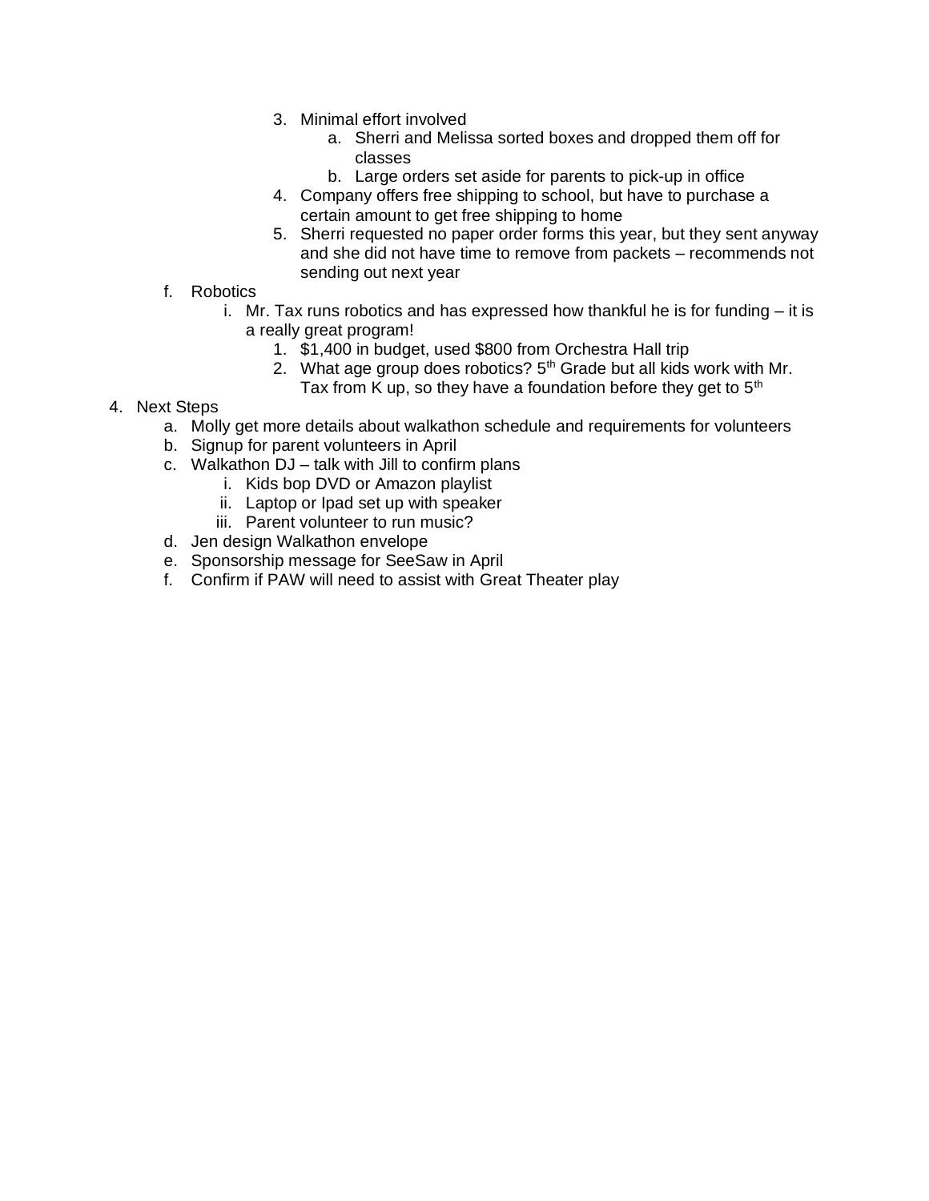3. Minimal effort involved
         a. Sherri and Melissa sorted boxes and dropped them off for classes
         b. Large orders set aside for parents to pick-up in office
      4. Company offers free shipping to school, but have to purchase a certain amount to get free shipping to home
      5. Sherri requested no paper order forms this year, but they sent anyway and she did not have time to remove from packets – recommends not sending out next year

   f. Robotics
      i. Mr. Tax runs robotics and has expressed how thankful he is for funding – it is a really great program!
         1. $1,400 in budget, used $800 from Orchestra Hall trip
         2. What age group does robotics? 5th Grade but all kids work with Mr. Tax from K up, so they have a foundation before they get to 5th

4. Next Steps
   a. Molly get more details about walkathon schedule and requirements for volunteers
   b. Signup for parent volunteers in April
   c. Walkathon DJ – talk with Jill to confirm plans
      i. Kids bop DVD or Amazon playlist
      ii. Laptop or Ipad set up with speaker
      iii. Parent volunteer to run music?
   d. Jen design Walkathon envelope
   e. Sponsorship message for SeeSaw in April
   f. Confirm if PAW will need to assist with Great Theater play